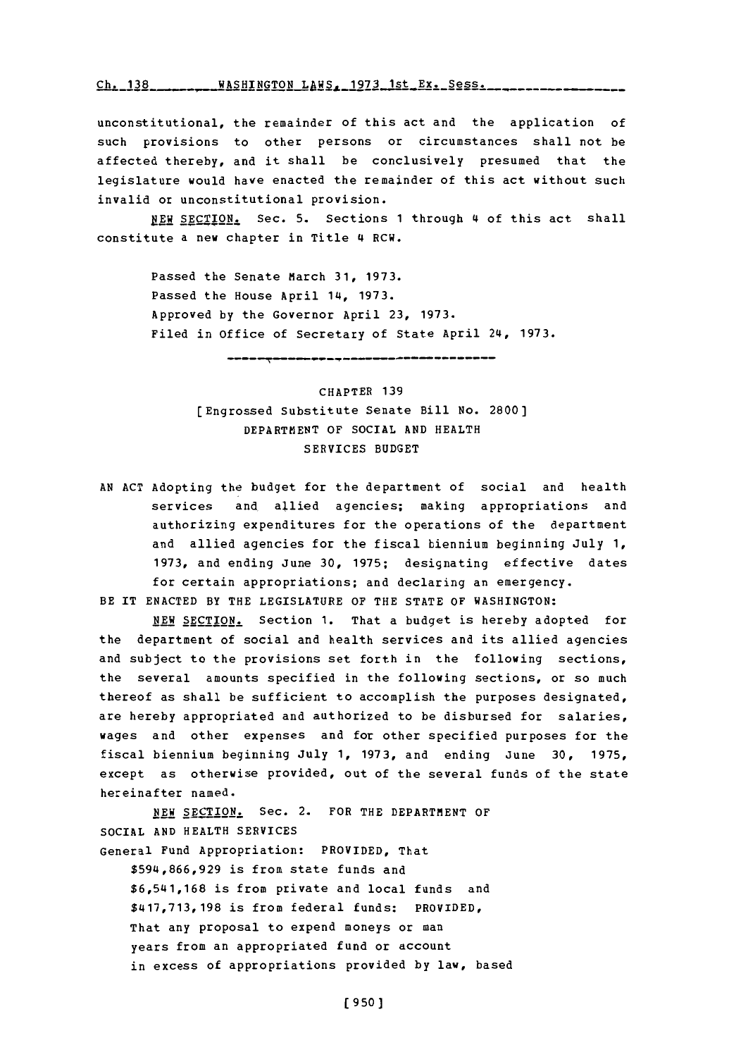unconstitutional, the remainder of this act and the application of such provisions to other persons or circumstances shall not be affected thereby, and it shall be conclusively presumed that the legislature would have enacted the remainder of this act without such invalid or unconstitutional provision.

NEW SECTION. Sec. 5. Sections 1 through 4 of this act shall constitute a new chapter in Title 4 RCW.

Passed the Senate March 31, 1973.
Passed the House April 14, 1973.
Approved by the Governor April 23, 1973.
Filed in Office of Secretary of State April 24, 1973.

---

CHAPTER 139

[Engrossed Substitute Senate Bill No. 2800]

DEPARTMENT OF SOCIAL AND HEALTH SERVICES BUDGET

AN ACT Adopting the budget for the department of social and health services and allied agencies; making appropriations and authorizing expenditures for the operations of the department and allied agencies for the fiscal biennium beginning July 1, 1973, and ending June 30, 1975; designating effective dates for certain appropriations; and declaring an emergency.

BE IT ENACTED BY THE LEGISLATURE OF THE STATE OF WASHINGTON:

NEW SECTION. Section 1. That a budget is hereby adopted for the department of social and health services and its allied agencies and subject to the provisions set forth in the following sections, the several amounts specified in the following sections, or so much thereof as shall be sufficient to accomplish the purposes designated, are hereby appropriated and authorized to be disbursed for salaries, wages and other expenses and for other specified purposes for the fiscal biennium beginning July 1, 1973, and ending June 30, 1975, except as otherwise provided, out of the several funds of the state hereinafter named.

NEW SECTION. Sec. 2. FOR THE DEPARTMENT OF SOCIAL AND HEALTH SERVICES

General Fund Appropriation: PROVIDED, That $594,866,929 is from state funds and $6,541,168 is from private and local funds and $417,713,198 is from federal funds: PROVIDED, That any proposal to expend moneys or man years from an appropriated fund or account in excess of appropriations provided by law, based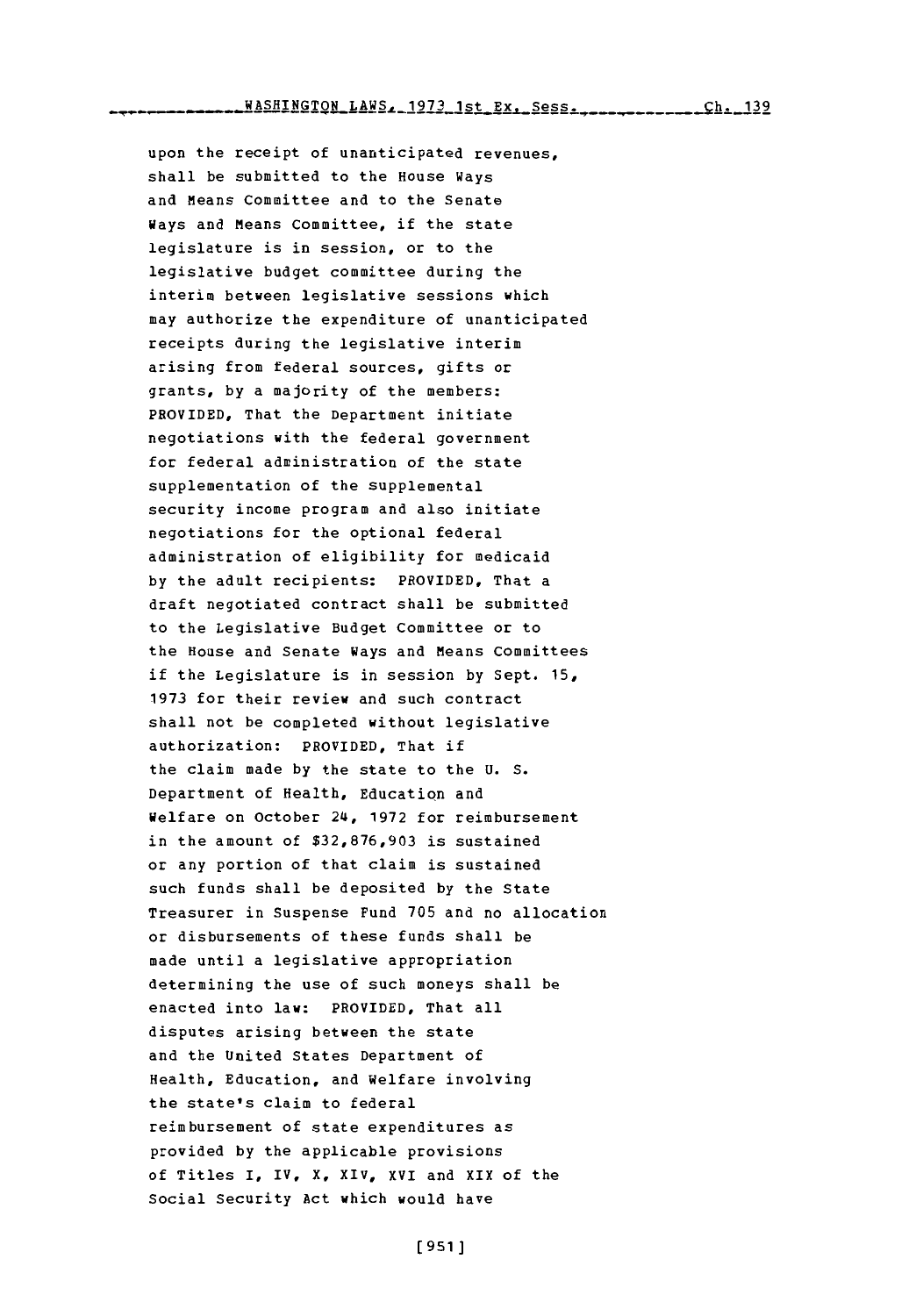upon the receipt of unanticipated revenues, shall be submitted to the House Ways and Means Committee and to the Senate Ways and Means Committee, if the state legislature is in session, or to the legislative budget committee during the interim between legislative sessions which may authorize the expenditure of unanticipated receipts during the legislative interim arising from federal sources, gifts or grants, by a majority of the members: PROVIDED, That the Department initiate negotiations with the federal government for federal administration of the state supplementation of the supplemental security income program and also initiate negotiations for the optional federal administration of eligibility for medicaid by the adult recipients: PROVIDED, That a draft negotiated contract shall be submitted to the Legislative Budget Committee or to the House and Senate Ways and Means Committees if the Legislature is in session by Sept. 15, 1973 for their review and such contract shall not be completed without legislative authorization: PROVIDED, That if the claim made by the state to the U. S. Department of Health, Education and Welfare on October 24, 1972 for reimbursement in the amount of $32,876,903 is sustained or any portion of that claim is sustained such funds shall be deposited by the State Treasurer in Suspense Fund 705 and no allocation or disbursements of these funds shall be made until a legislative appropriation determining the use of such moneys shall be enacted into law: PROVIDED, That all disputes arising between the state and the United States Department of Health, Education, and Welfare involving the state's claim to federal reimbursement of state expenditures as provided by the applicable provisions of Titles I, IV, X, XIV, XVI and XIX of the Social Security Act which would have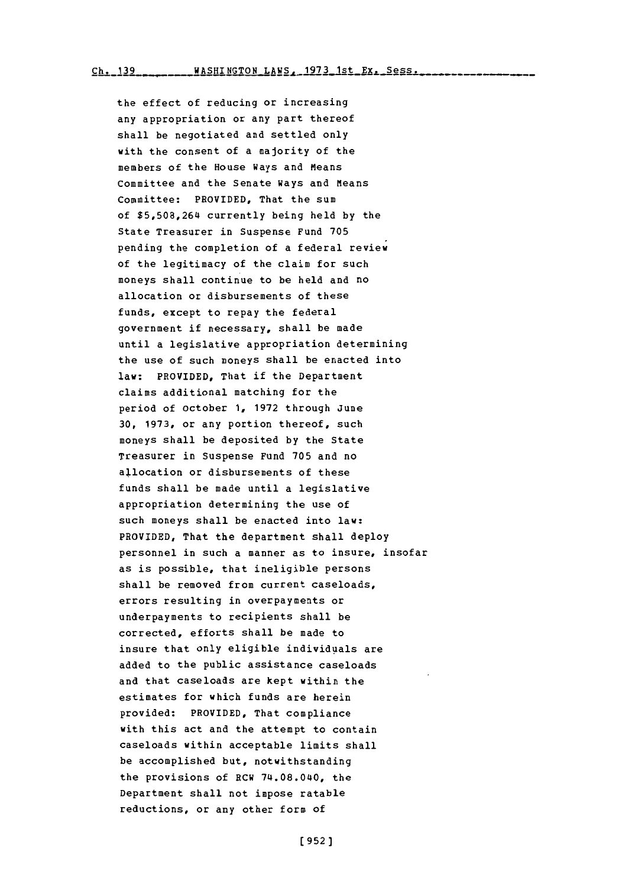the effect of reducing or increasing any appropriation or any part thereof shall be negotiated and settled only with the consent of a majority of the members of the House Ways and Means Committee and the Senate Ways and Means Committee: PROVIDED, That the sum of $5,508,264 currently being held by the State Treasurer in Suspense Fund 705 pending the completion of a federal review of the legitimacy of the claim for such moneys shall continue to be held and no allocation or disbursements of these funds, except to repay the federal government if necessary, shall be made until a legislative appropriation determining the use of such moneys shall be enacted into law: PROVIDED, That if the Department claims additional matching for the period of October 1, 1972 through June 30, 1973, or any portion thereof, such moneys shall be deposited by the State Treasurer in Suspense Fund 705 and no allocation or disbursements of these funds shall be made until a legislative appropriation determining the use of such moneys shall be enacted into law: PROVIDED, That the department shall deploy personnel in such a manner as to insure, insofar as is possible, that ineligible persons shall be removed from current caseloads, errors resulting in overpayments or underpayments to recipients shall be corrected, efforts shall be made to insure that only eligible individuals are added to the public assistance caseloads and that caseloads are kept within the estimates for which funds are herein provided: PROVIDED, That compliance with this act and the attempt to contain caseloads within acceptable limits shall be accomplished but, notwithstanding the provisions of RCW 74.08.040, the Department shall not impose ratable reductions, or any other form of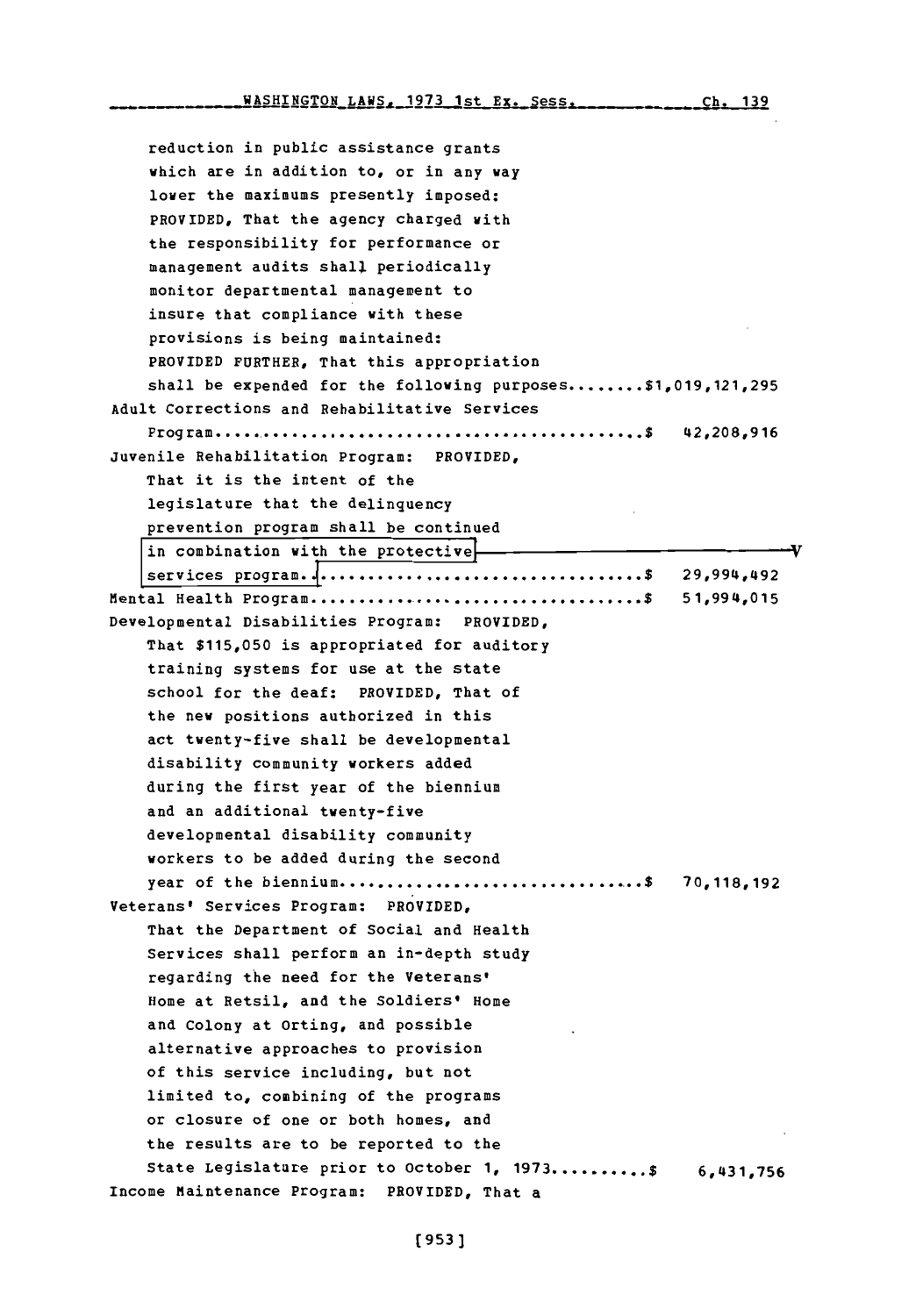reduction in public assistance grants which are in addition to, or in any way lower the maximums presently imposed: PROVIDED, That the agency charged with the responsibility for performance or management audits shall periodically monitor departmental management to insure that compliance with these provisions is being maintained: PROVIDED FURTHER, That this appropriation shall be expended for the following purposes........$1,019,121,295

Adult Corrections and Rehabilitative Services Program............................................$ 42,208,916

Juvenile Rehabilitation Program: PROVIDED, That it is the intent of the legislature that the delinquency prevention program shall be continued in combination with the protective services program.................................$ 29,994,492

Mental Health Program...................................$ 51,994,015

Developmental Disabilities Program: PROVIDED, That $115,050 is appropriated for auditory training systems for use at the state school for the deaf: PROVIDED, That of the new positions authorized in this act twenty-five shall be developmental disability community workers added during the first year of the biennium and an additional twenty-five developmental disability community workers to be added during the second year of the biennium................................$ 70,118,192

Veterans' Services Program: PROVIDED, That the Department of Social and Health Services shall perform an in-depth study regarding the need for the Veterans' Home at Retsil, and the Soldiers' Home and Colony at Orting, and possible alternative approaches to provision of this service including, but not limited to, combining of the programs or closure of one or both homes, and the results are to be reported to the State Legislature prior to October 1, 1973..........$ 6,431,756

Income Maintenance Program: PROVIDED, That a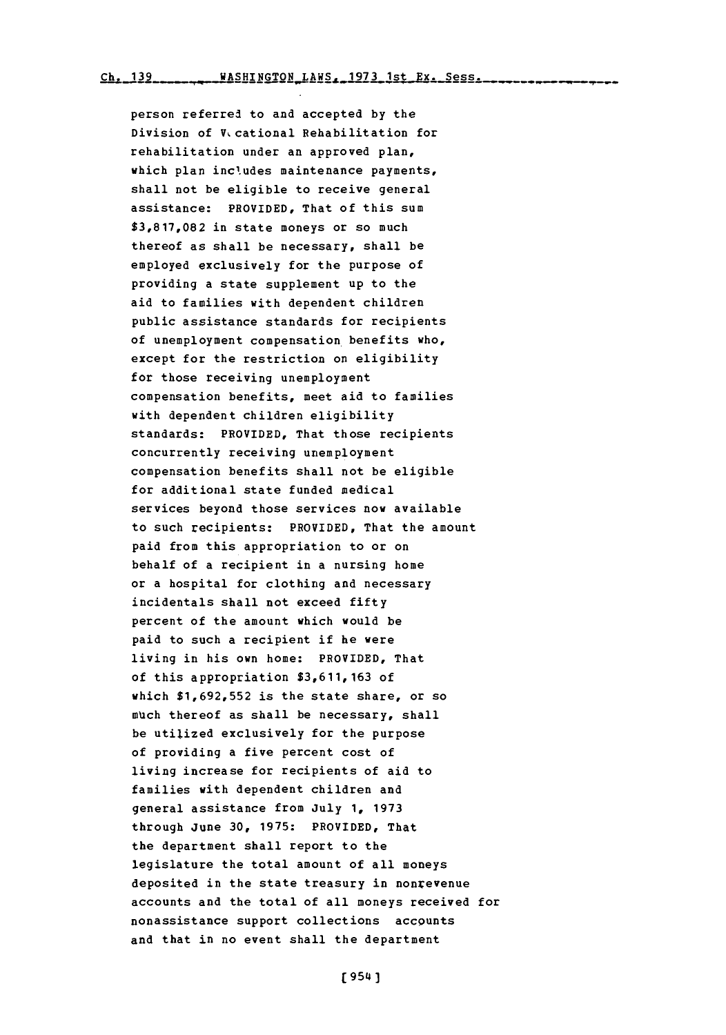person referred to and accepted by the Division of Vocational Rehabilitation for rehabilitation under an approved plan, which plan includes maintenance payments, shall not be eligible to receive general assistance: PROVIDED, That of this sum $3,817,082 in state moneys or so much thereof as shall be necessary, shall be employed exclusively for the purpose of providing a state supplement up to the aid to families with dependent children public assistance standards for recipients of unemployment compensation benefits who, except for the restriction on eligibility for those receiving unemployment compensation benefits, meet aid to families with dependent children eligibility standards: PROVIDED, That those recipients concurrently receiving unemployment compensation benefits shall not be eligible for additional state funded medical services beyond those services now available to such recipients: PROVIDED, That the amount paid from this appropriation to or on behalf of a recipient in a nursing home or a hospital for clothing and necessary incidentals shall not exceed fifty percent of the amount which would be paid to such a recipient if he were living in his own home: PROVIDED, That of this appropriation $3,611,163 of which $1,692,552 is the state share, or so much thereof as shall be necessary, shall be utilized exclusively for the purpose of providing a five percent cost of living increase for recipients of aid to families with dependent children and general assistance from July 1, 1973 through June 30, 1975: PROVIDED, That the department shall report to the legislature the total amount of all moneys deposited in the state treasury in nonrevenue accounts and the total of all moneys received for nonassistance support collections accounts and that in no event shall the department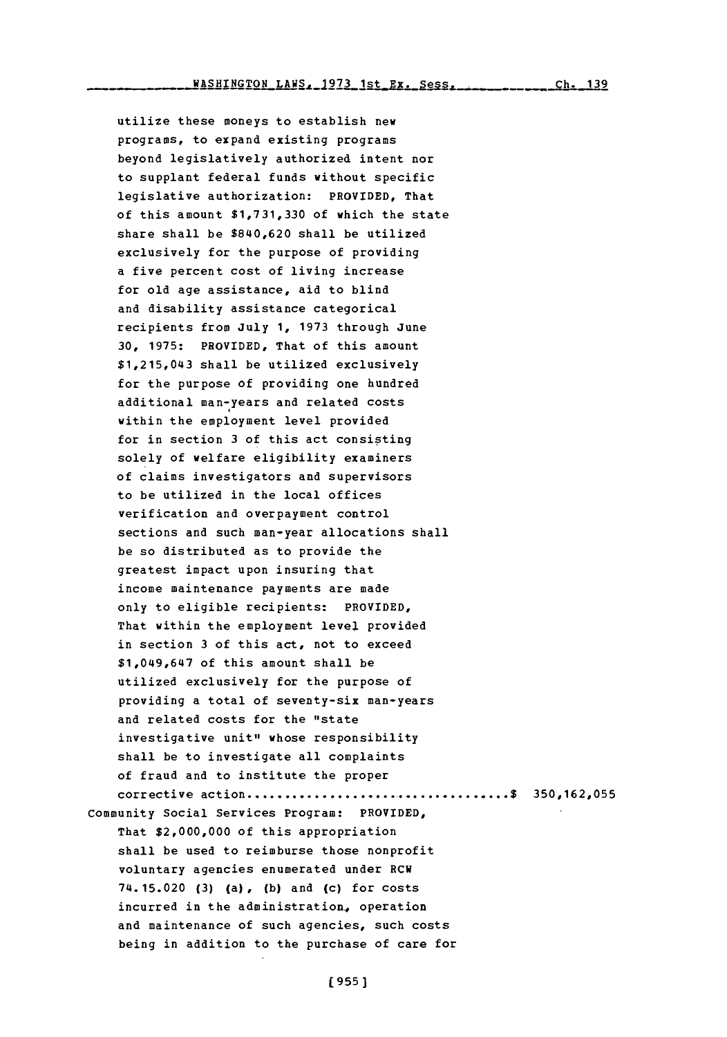utilize these moneys to establish new programs, to expand existing programs beyond legislatively authorized intent nor to supplant federal funds without specific legislative authorization: PROVIDED, That of this amount $1,731,330 of which the state share shall be $840,620 shall be utilized exclusively for the purpose of providing a five percent cost of living increase for old age assistance, aid to blind and disability assistance categorical recipients from July 1, 1973 through June 30, 1975: PROVIDED, That of this amount $1,215,043 shall be utilized exclusively for the purpose of providing one hundred additional man-years and related costs within the employment level provided for in section 3 of this act consisting solely of welfare eligibility examiners of claims investigators and supervisors to be utilized in the local offices verification and overpayment control sections and such man-year allocations shall be so distributed as to provide the greatest impact upon insuring that income maintenance payments are made only to eligible recipients: PROVIDED, That within the employment level provided in section 3 of this act, not to exceed $1,049,647 of this amount shall be utilized exclusively for the purpose of providing a total of seventy-six man-years and related costs for the "state investigative unit" whose responsibility shall be to investigate all complaints of fraud and to institute the proper corrective action.................................$ 350,162,055

Community Social Services Program: PROVIDED, That $2,000,000 of this appropriation shall be used to reimburse those nonprofit voluntary agencies enumerated under RCW 74.15.020 (3) (a), (b) and (c) for costs incurred in the administration, operation and maintenance of such agencies, such costs being in addition to the purchase of care for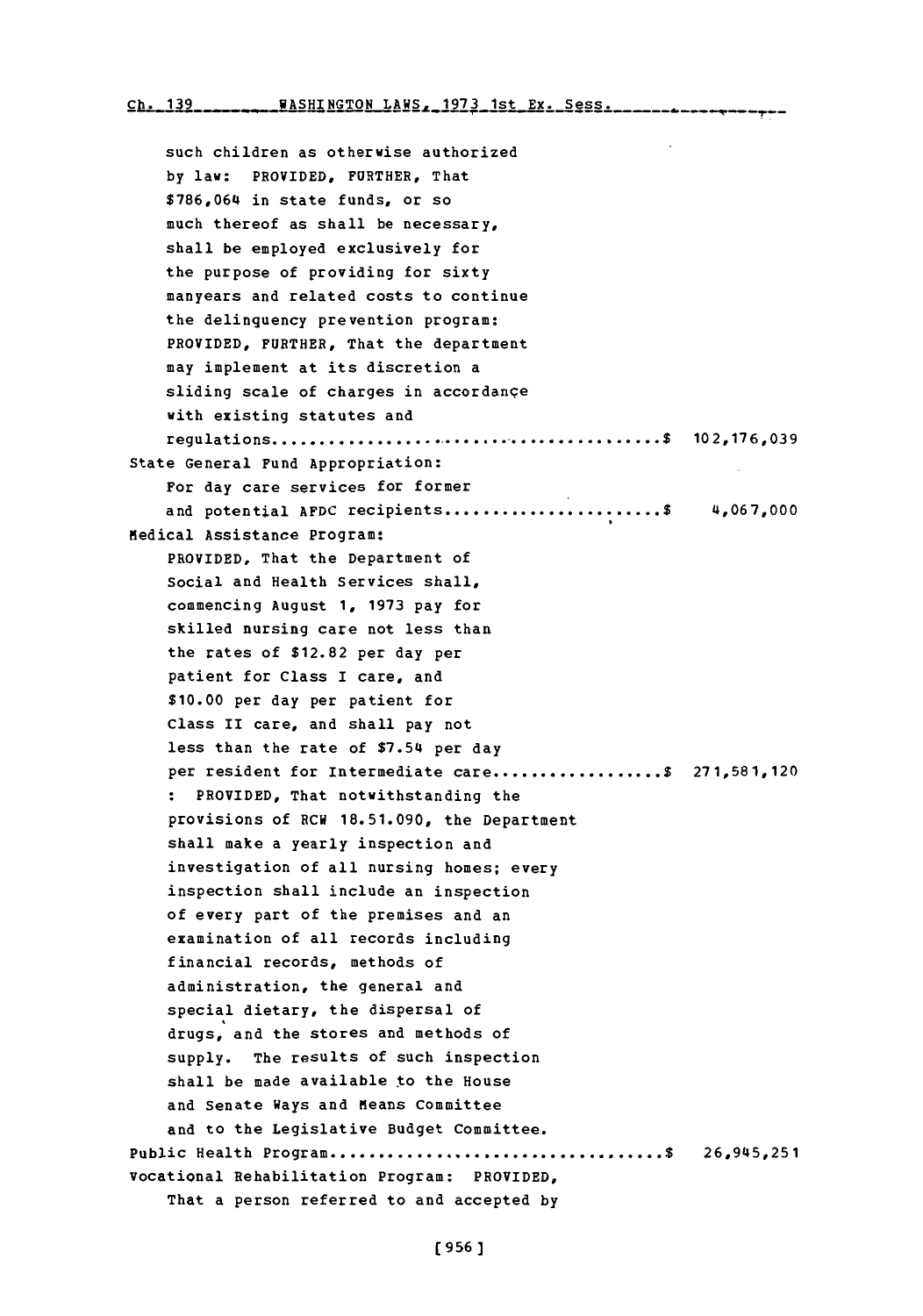such children as otherwise authorized by law: PROVIDED, FURTHER, That $786,064 in state funds, or so much thereof as shall be necessary, shall be employed exclusively for the purpose of providing for sixty manyears and related costs to continue the delinquency prevention program: PROVIDED, FURTHER, That the department may implement at its discretion a sliding scale of charges in accordance with existing statutes and regulations........................................$ 102,176,039

State General Fund Appropriation:
For day care services for former and potential AFDC recipients.......................$ 4,067,000

Medical Assistance Program:
PROVIDED, That the Department of Social and Health Services shall, commencing August 1, 1973 pay for skilled nursing care not less than the rates of $12.82 per day per patient for Class I care, and $10.00 per day per patient for Class II care, and shall pay not less than the rate of $7.54 per day per resident for Intermediate care..................$ 271,581,120
: PROVIDED, That notwithstanding the provisions of RCW 18.51.090, the Department shall make a yearly inspection and investigation of all nursing homes; every inspection shall include an inspection of every part of the premises and an examination of all records including financial records, methods of administration, the general and special dietary, the dispersal of drugs, and the stores and methods of supply. The results of such inspection shall be made available to the House and Senate Ways and Means Committee and to the Legislative Budget Committee.

Public Health Program..................................$ 26,945,251

Vocational Rehabilitation Program: PROVIDED, That a person referred to and accepted by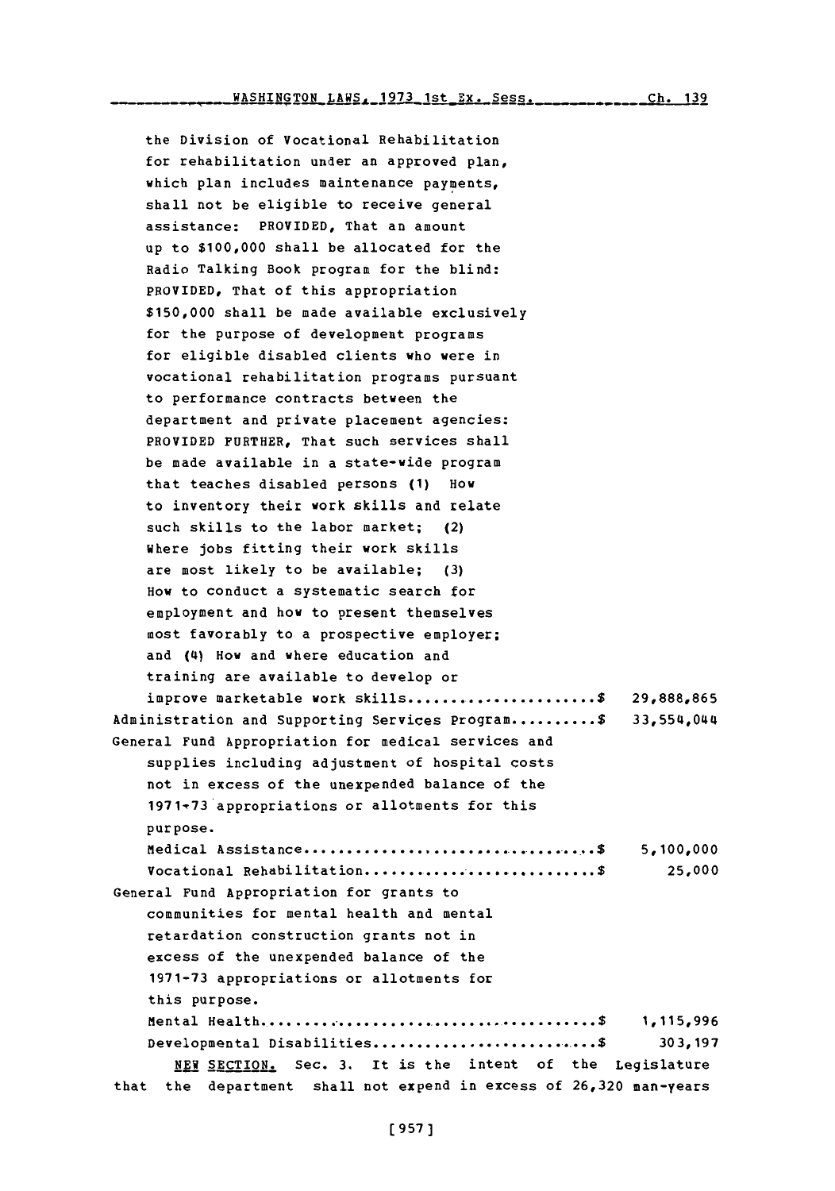the Division of Vocational Rehabilitation for rehabilitation under an approved plan, which plan includes maintenance payments, shall not be eligible to receive general assistance: PROVIDED, That an amount up to $100,000 shall be allocated for the Radio Talking Book program for the blind: PROVIDED, That of this appropriation $150,000 shall be made available exclusively for the purpose of development programs for eligible disabled clients who were in vocational rehabilitation programs pursuant to performance contracts between the department and private placement agencies: PROVIDED FURTHER, That such services shall be made available in a state-wide program that teaches disabled persons (1) How to inventory their work skills and relate such skills to the labor market; (2) Where jobs fitting their work skills are most likely to be available; (3) How to conduct a systematic search for employment and how to present themselves most favorably to a prospective employer; and (4) How and where education and training are available to develop or improve marketable work skills...................... $ 29,888,865

Administration and Supporting Services Program.......... $ 33,554,044

General Fund Appropriation for medical services and supplies including adjustment of hospital costs not in excess of the unexpended balance of the 1971-73 appropriations or allotments for this purpose.

Medical Assistance.................................. $ 5,100,000

Vocational Rehabilitation........................... $ 25,000

General Fund Appropriation for grants to communities for mental health and mental retardation construction grants not in excess of the unexpended balance of the 1971-73 appropriations or allotments for this purpose.

Mental Health....................................... $ 1,115,996

Developmental Disabilities.......................... $ 303,197

NEW SECTION. Sec. 3. It is the intent of the Legislature that the department shall not expend in excess of 26,320 man-years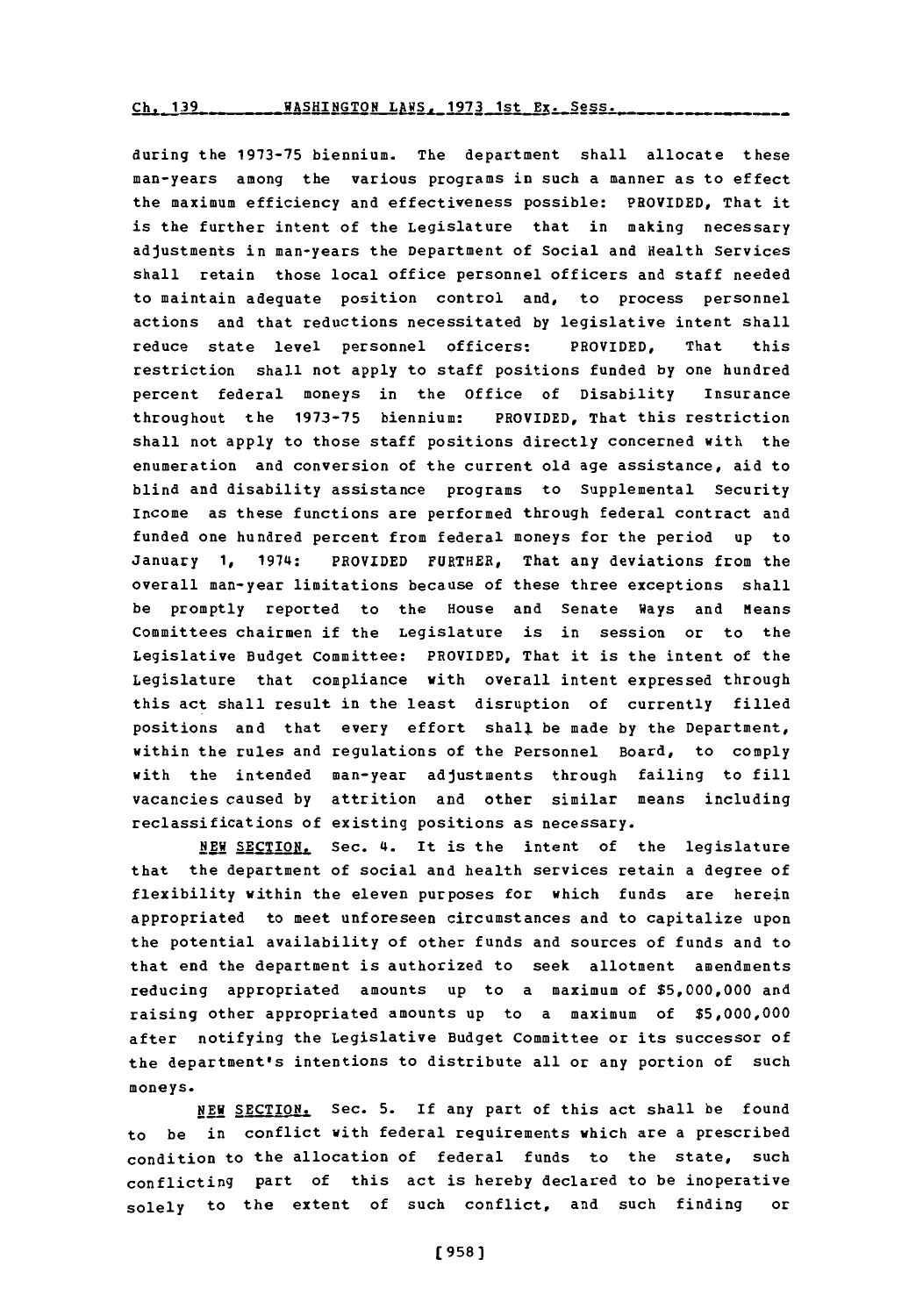during the 1973-75 biennium. The department shall allocate these man-years among the various programs in such a manner as to effect the maximum efficiency and effectiveness possible: PROVIDED, That it is the further intent of the Legislature that in making necessary adjustments in man-years the Department of Social and Health Services shall retain those local office personnel officers and staff needed to maintain adequate position control and, to process personnel actions and that reductions necessitated by legislative intent shall reduce state level personnel officers: PROVIDED, That this restriction shall not apply to staff positions funded by one hundred percent federal moneys in the Office of Disability Insurance throughout the 1973-75 biennium: PROVIDED, That this restriction shall not apply to those staff positions directly concerned with the enumeration and conversion of the current old age assistance, aid to blind and disability assistance programs to Supplemental Security Income as these functions are performed through federal contract and funded one hundred percent from federal moneys for the period up to January 1, 1974: PROVIDED FURTHER, That any deviations from the overall man-year limitations because of these three exceptions shall be promptly reported to the House and Senate Ways and Means Committees chairmen if the Legislature is in session or to the Legislative Budget Committee: PROVIDED, That it is the intent of the Legislature that compliance with overall intent expressed through this act shall result in the least disruption of currently filled positions and that every effort shall be made by the Department, within the rules and regulations of the Personnel Board, to comply with the intended man-year adjustments through failing to fill vacancies caused by attrition and other similar means including reclassifications of existing positions as necessary.

NEW SECTION. Sec. 4. It is the intent of the legislature that the department of social and health services retain a degree of flexibility within the eleven purposes for which funds are herein appropriated to meet unforeseen circumstances and to capitalize upon the potential availability of other funds and sources of funds and to that end the department is authorized to seek allotment amendments reducing appropriated amounts up to a maximum of $5,000,000 and raising other appropriated amounts up to a maximum of $5,000,000 after notifying the Legislative Budget Committee or its successor of the department's intentions to distribute all or any portion of such moneys.

NEW SECTION. Sec. 5. If any part of this act shall be found to be in conflict with federal requirements which are a prescribed condition to the allocation of federal funds to the state, such conflicting part of this act is hereby declared to be inoperative solely to the extent of such conflict, and such finding or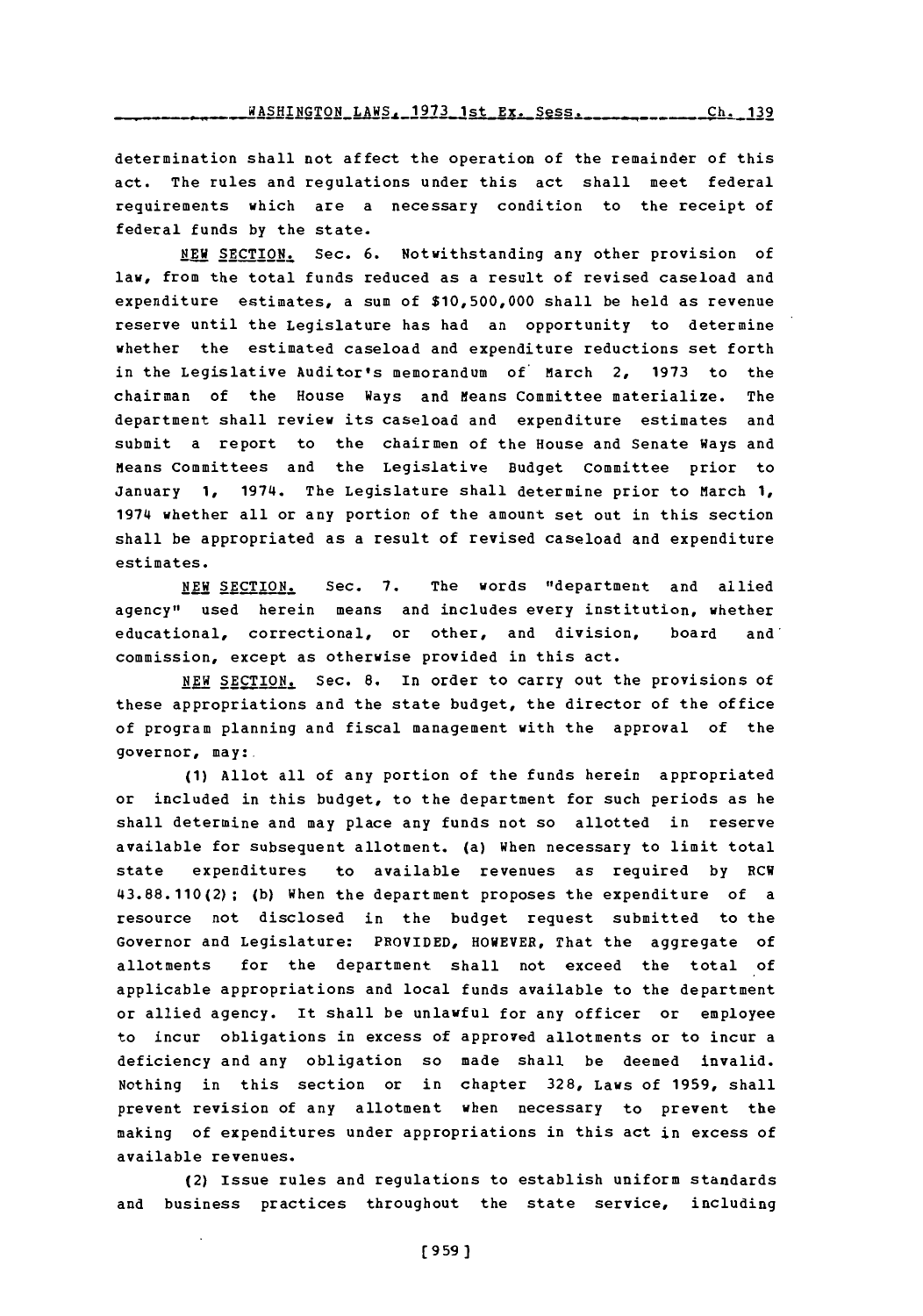determination shall not affect the operation of the remainder of this act. The rules and regulations under this act shall meet federal requirements which are a necessary condition to the receipt of federal funds by the state.

NEW SECTION. Sec. 6. Notwithstanding any other provision of law, from the total funds reduced as a result of revised caseload and expenditure estimates, a sum of $10,500,000 shall be held as revenue reserve until the Legislature has had an opportunity to determine whether the estimated caseload and expenditure reductions set forth in the Legislative Auditor's memorandum of March 2, 1973 to the chairman of the House Ways and Means Committee materialize. The department shall review its caseload and expenditure estimates and submit a report to the chairmen of the House and Senate Ways and Means Committees and the Legislative Budget Committee prior to January 1, 1974. The Legislature shall determine prior to March 1, 1974 whether all or any portion of the amount set out in this section shall be appropriated as a result of revised caseload and expenditure estimates.

NEW SECTION. Sec. 7. The words "department and allied agency" used herein means and includes every institution, whether educational, correctional, or other, and division, board and commission, except as otherwise provided in this act.

NEW SECTION. Sec. 8. In order to carry out the provisions of these appropriations and the state budget, the director of the office of program planning and fiscal management with the approval of the governor, may:

(1) Allot all of any portion of the funds herein appropriated or included in this budget, to the department for such periods as he shall determine and may place any funds not so allotted in reserve available for subsequent allotment. (a) When necessary to limit total state expenditures to available revenues as required by RCW 43.88.110(2); (b) When the department proposes the expenditure of a resource not disclosed in the budget request submitted to the Governor and Legislature: PROVIDED, HOWEVER, That the aggregate of allotments for the department shall not exceed the total of applicable appropriations and local funds available to the department or allied agency. It shall be unlawful for any officer or employee to incur obligations in excess of approved allotments or to incur a deficiency and any obligation so made shall be deemed invalid. Nothing in this section or in chapter 328, Laws of 1959, shall prevent revision of any allotment when necessary to prevent the making of expenditures under appropriations in this act in excess of available revenues.

(2) Issue rules and regulations to establish uniform standards and business practices throughout the state service, including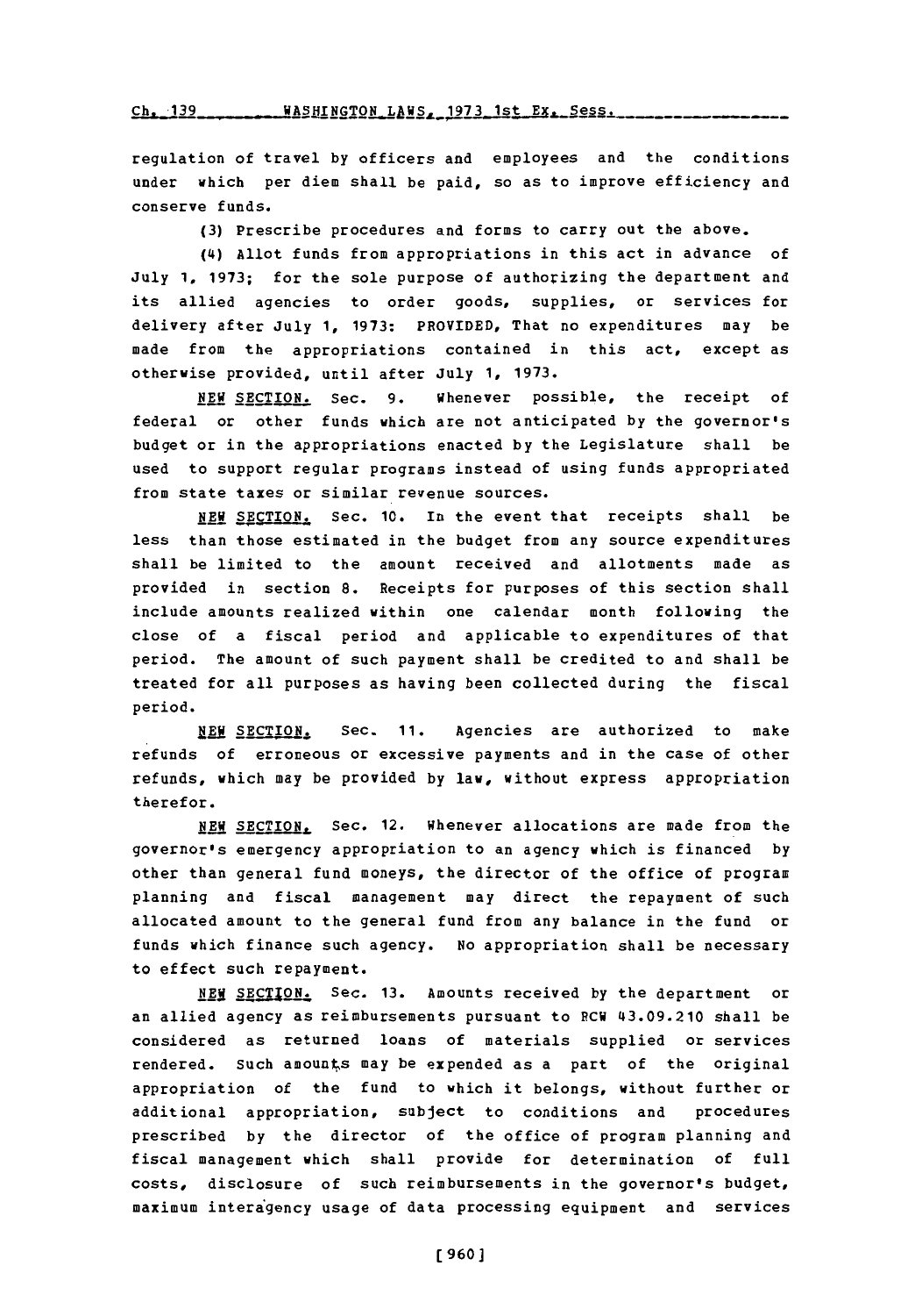regulation of travel by officers and employees and the conditions under which per diem shall be paid, so as to improve efficiency and conserve funds.

(3) Prescribe procedures and forms to carry out the above.

(4) Allot funds from appropriations in this act in advance of July 1, 1973; for the sole purpose of authorizing the department and its allied agencies to order goods, supplies, or services for delivery after July 1, 1973: PROVIDED, That no expenditures may be made from the appropriations contained in this act, except as otherwise provided, until after July 1, 1973.

NEW SECTION. Sec. 9. Whenever possible, the receipt of federal or other funds which are not anticipated by the governor's budget or in the appropriations enacted by the Legislature shall be used to support regular programs instead of using funds appropriated from state taxes or similar revenue sources.

NEW SECTION. Sec. 10. In the event that receipts shall be less than those estimated in the budget from any source expenditures shall be limited to the amount received and allotments made as provided in section 8. Receipts for purposes of this section shall include amounts realized within one calendar month following the close of a fiscal period and applicable to expenditures of that period. The amount of such payment shall be credited to and shall be treated for all purposes as having been collected during the fiscal period.

NEW SECTION. Sec. 11. Agencies are authorized to make refunds of erroneous or excessive payments and in the case of other refunds, which may be provided by law, without express appropriation therefor.

NEW SECTION. Sec. 12. Whenever allocations are made from the governor's emergency appropriation to an agency which is financed by other than general fund moneys, the director of the office of program planning and fiscal management may direct the repayment of such allocated amount to the general fund from any balance in the fund or funds which finance such agency. No appropriation shall be necessary to effect such repayment.

NEW SECTION. Sec. 13. Amounts received by the department or an allied agency as reimbursements pursuant to RCW 43.09.210 shall be considered as returned loans of materials supplied or services rendered. Such amounts may be expended as a part of the original appropriation of the fund to which it belongs, without further or additional appropriation, subject to conditions and procedures prescribed by the director of the office of program planning and fiscal management which shall provide for determination of full costs, disclosure of such reimbursements in the governor's budget, maximum interagency usage of data processing equipment and services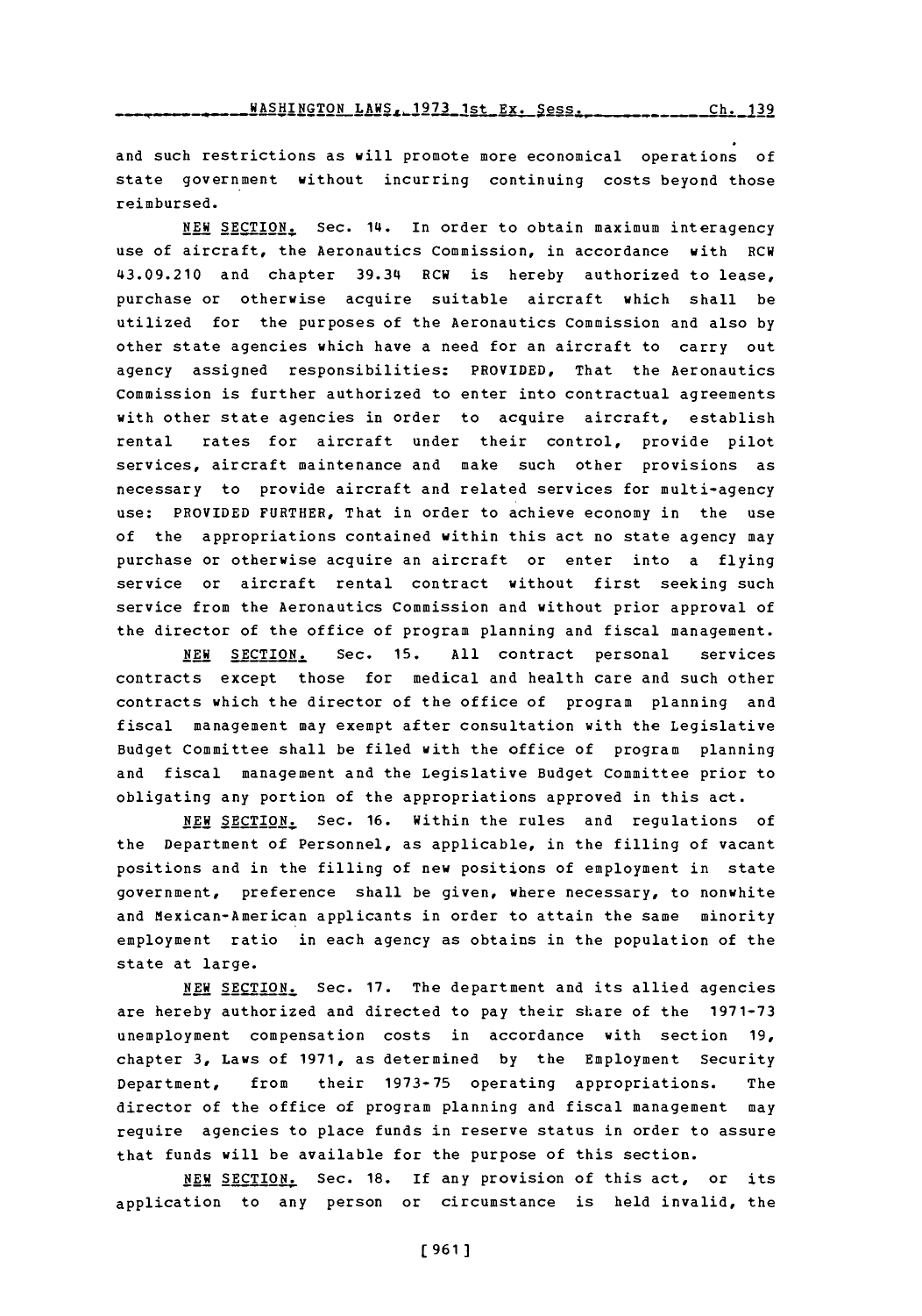and such restrictions as will promote more economical operations of state government without incurring continuing costs beyond those reimbursed.

NEW SECTION. Sec. 14. In order to obtain maximum interagency use of aircraft, the Aeronautics Commission, in accordance with RCW 43.09.210 and chapter 39.34 RCW is hereby authorized to lease, purchase or otherwise acquire suitable aircraft which shall be utilized for the purposes of the Aeronautics Commission and also by other state agencies which have a need for an aircraft to carry out agency assigned responsibilities: PROVIDED, That the Aeronautics Commission is further authorized to enter into contractual agreements with other state agencies in order to acquire aircraft, establish rental rates for aircraft under their control, provide pilot services, aircraft maintenance and make such other provisions as necessary to provide aircraft and related services for multi-agency use: PROVIDED FURTHER, That in order to achieve economy in the use of the appropriations contained within this act no state agency may purchase or otherwise acquire an aircraft or enter into a flying service or aircraft rental contract without first seeking such service from the Aeronautics Commission and without prior approval of the director of the office of program planning and fiscal management.

NEW SECTION. Sec. 15. All contract personal services contracts except those for medical and health care and such other contracts which the director of the office of program planning and fiscal management may exempt after consultation with the Legislative Budget Committee shall be filed with the office of program planning and fiscal management and the Legislative Budget Committee prior to obligating any portion of the appropriations approved in this act.

NEW SECTION. Sec. 16. Within the rules and regulations of the Department of Personnel, as applicable, in the filling of vacant positions and in the filling of new positions of employment in state government, preference shall be given, where necessary, to nonwhite and Mexican-American applicants in order to attain the same minority employment ratio in each agency as obtains in the population of the state at large.

NEW SECTION. Sec. 17. The department and its allied agencies are hereby authorized and directed to pay their share of the 1971-73 unemployment compensation costs in accordance with section 19, chapter 3, Laws of 1971, as determined by the Employment Security Department, from their 1973-75 operating appropriations. The director of the office of program planning and fiscal management may require agencies to place funds in reserve status in order to assure that funds will be available for the purpose of this section.

NEW SECTION. Sec. 18. If any provision of this act, or its application to any person or circumstance is held invalid, the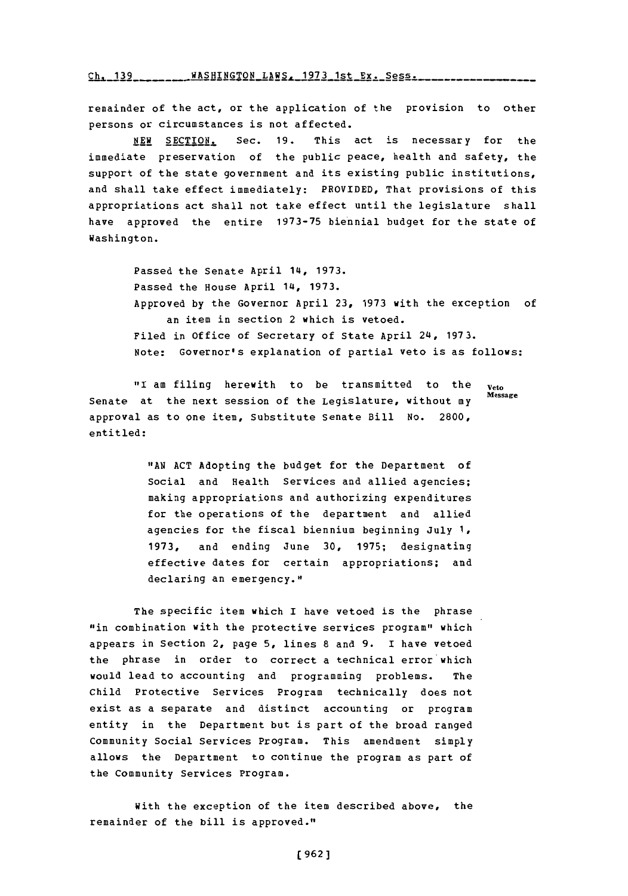remainder of the act, or the application of the provision to other persons or circumstances is not affected.

NEW SECTION. Sec. 19. This act is necessary for the immediate preservation of the public peace, health and safety, the support of the state government and its existing public institutions, and shall take effect immediately: PROVIDED, That provisions of this appropriations act shall not take effect until the legislature shall have approved the entire 1973-75 biennial budget for the state of Washington.

Passed the Senate April 14, 1973.
Passed the House April 14, 1973.
Approved by the Governor April 23, 1973 with the exception of an item in section 2 which is vetoed.
Filed in Office of Secretary of State April 24, 1973.
Note: Governor's explanation of partial veto is as follows:

Veto Message

"I am filing herewith to be transmitted to the Senate at the next session of the Legislature, without my approval as to one item, Substitute Senate Bill No. 2800, entitled:

"AN ACT Adopting the budget for the Department of Social and Health Services and allied agencies; making appropriations and authorizing expenditures for the operations of the department and allied agencies for the fiscal biennium beginning July 1, 1973, and ending June 30, 1975; designating effective dates for certain appropriations; and declaring an emergency."

The specific item which I have vetoed is the phrase "in combination with the protective services program" which appears in Section 2, page 5, lines 8 and 9. I have vetoed the phrase in order to correct a technical error which would lead to accounting and programming problems. The Child Protective Services Program technically does not exist as a separate and distinct accounting or program entity in the Department but is part of the broad ranged Community Social Services Program. This amendment simply allows the Department to continue the program as part of the Community Services Program.

With the exception of the item described above, the remainder of the bill is approved."